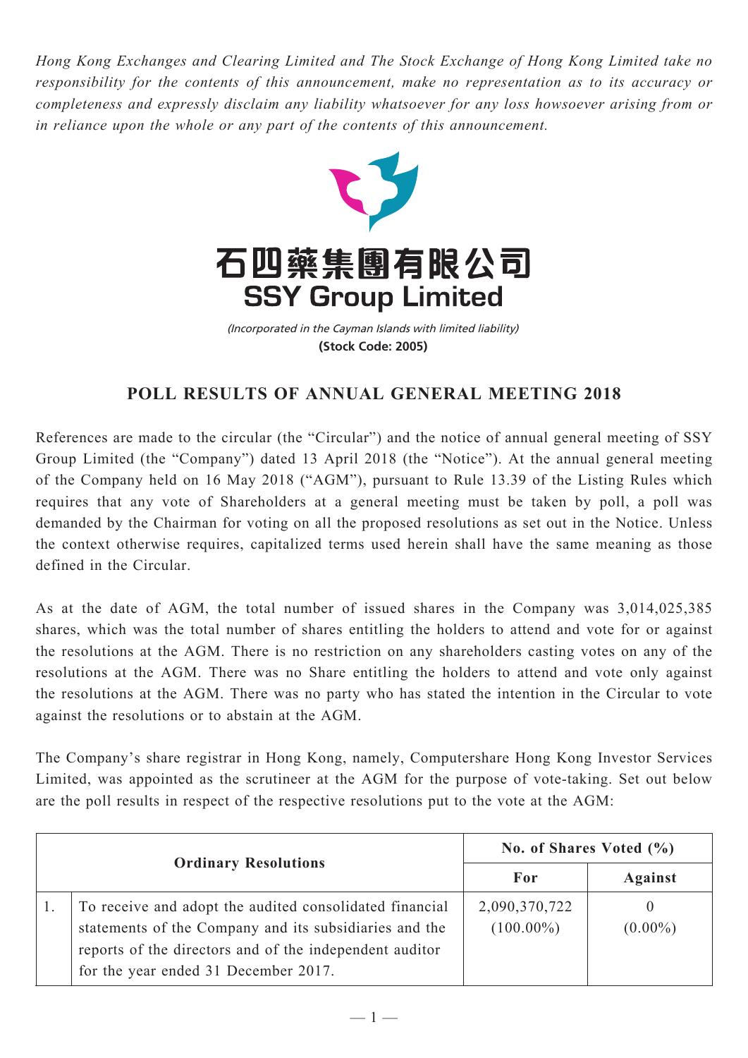*Hong Kong Exchanges and Clearing Limited and The Stock Exchange of Hong Kong Limited take no responsibility for the contents of this announcement, make no representation as to its accuracy or completeness and expressly disclaim any liability whatsoever for any loss howsoever arising from or in reliance upon the whole or any part of the contents of this announcement.*

# 石四藥集團有限公司
# SSY Group Limited

*(Incorporated in the Cayman Islands with limited liability)*
**(Stock Code: 2005)**

## POLL RESULTS OF ANNUAL GENERAL MEETING 2018

References are made to the circular (the "Circular") and the notice of annual general meeting of SSY Group Limited (the "Company") dated 13 April 2018 (the "Notice"). At the annual general meeting of the Company held on 16 May 2018 ("AGM"), pursuant to Rule 13.39 of the Listing Rules which requires that any vote of Shareholders at a general meeting must be taken by poll, a poll was demanded by the Chairman for voting on all the proposed resolutions as set out in the Notice. Unless the context otherwise requires, capitalized terms used herein shall have the same meaning as those defined in the Circular.

As at the date of AGM, the total number of issued shares in the Company was 3,014,025,385 shares, which was the total number of shares entitling the holders to attend and vote for or against the resolutions at the AGM. There is no restriction on any shareholders casting votes on any of the resolutions at the AGM. There was no Share entitling the holders to attend and vote only against the resolutions at the AGM. There was no party who has stated the intention in the Circular to vote against the resolutions or to abstain at the AGM.

The Company's share registrar in Hong Kong, namely, Computershare Hong Kong Investor Services Limited, was appointed as the scrutineer at the AGM for the purpose of vote-taking. Set out below are the poll results in respect of the respective resolutions put to the vote at the AGM:

| Ordinary Resolutions | | No. of Shares Voted (%) | |
|---|---|---|---|
| | | For | Against |
| 1. | To receive and adopt the audited consolidated financial statements of the Company and its subsidiaries and the reports of the directors and of the independent auditor for the year ended 31 December 2017. | 2,090,370,722 (100.00%) | 0 (0.00%) |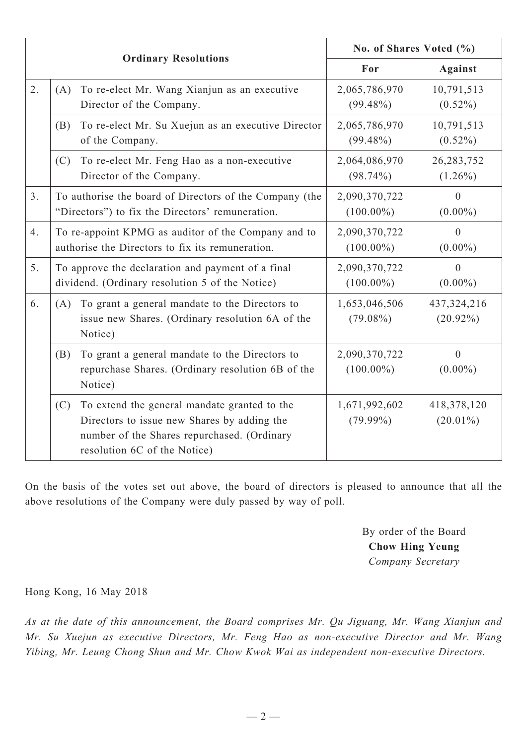| Ordinary Resolutions | | No. of Shares Voted (%) | |
|---|---|---|---|
| | | For | Against |
| 2. | (A) To re-elect Mr. Wang Xianjun as an executive Director of the Company. | 2,065,786,970 (99.48%) | 10,791,513 (0.52%) |
| | (B) To re-elect Mr. Su Xuejun as an executive Director of the Company. | 2,065,786,970 (99.48%) | 10,791,513 (0.52%) |
| | (C) To re-elect Mr. Feng Hao as a non-executive Director of the Company. | 2,064,086,970 (98.74%) | 26,283,752 (1.26%) |
| 3. | To authorise the board of Directors of the Company (the "Directors") to fix the Directors' remuneration. | 2,090,370,722 (100.00%) | 0 (0.00%) |
| 4. | To re-appoint KPMG as auditor of the Company and to authorise the Directors to fix its remuneration. | 2,090,370,722 (100.00%) | 0 (0.00%) |
| 5. | To approve the declaration and payment of a final dividend. (Ordinary resolution 5 of the Notice) | 2,090,370,722 (100.00%) | 0 (0.00%) |
| 6. | (A) To grant a general mandate to the Directors to issue new Shares. (Ordinary resolution 6A of the Notice) | 1,653,046,506 (79.08%) | 437,324,216 (20.92%) |
| | (B) To grant a general mandate to the Directors to repurchase Shares. (Ordinary resolution 6B of the Notice) | 2,090,370,722 (100.00%) | 0 (0.00%) |
| | (C) To extend the general mandate granted to the Directors to issue new Shares by adding the number of the Shares repurchased. (Ordinary resolution 6C of the Notice) | 1,671,992,602 (79.99%) | 418,378,120 (20.01%) |

On the basis of the votes set out above, the board of directors is pleased to announce that all the above resolutions of the Company were duly passed by way of poll.

By order of the Board
**Chow Hing Yeung**
*Company Secretary*

Hong Kong, 16 May 2018

*As at the date of this announcement, the Board comprises Mr. Qu Jiguang, Mr. Wang Xianjun and Mr. Su Xuejun as executive Directors, Mr. Feng Hao as non-executive Director and Mr. Wang Yibing, Mr. Leung Chong Shun and Mr. Chow Kwok Wai as independent non-executive Directors.*